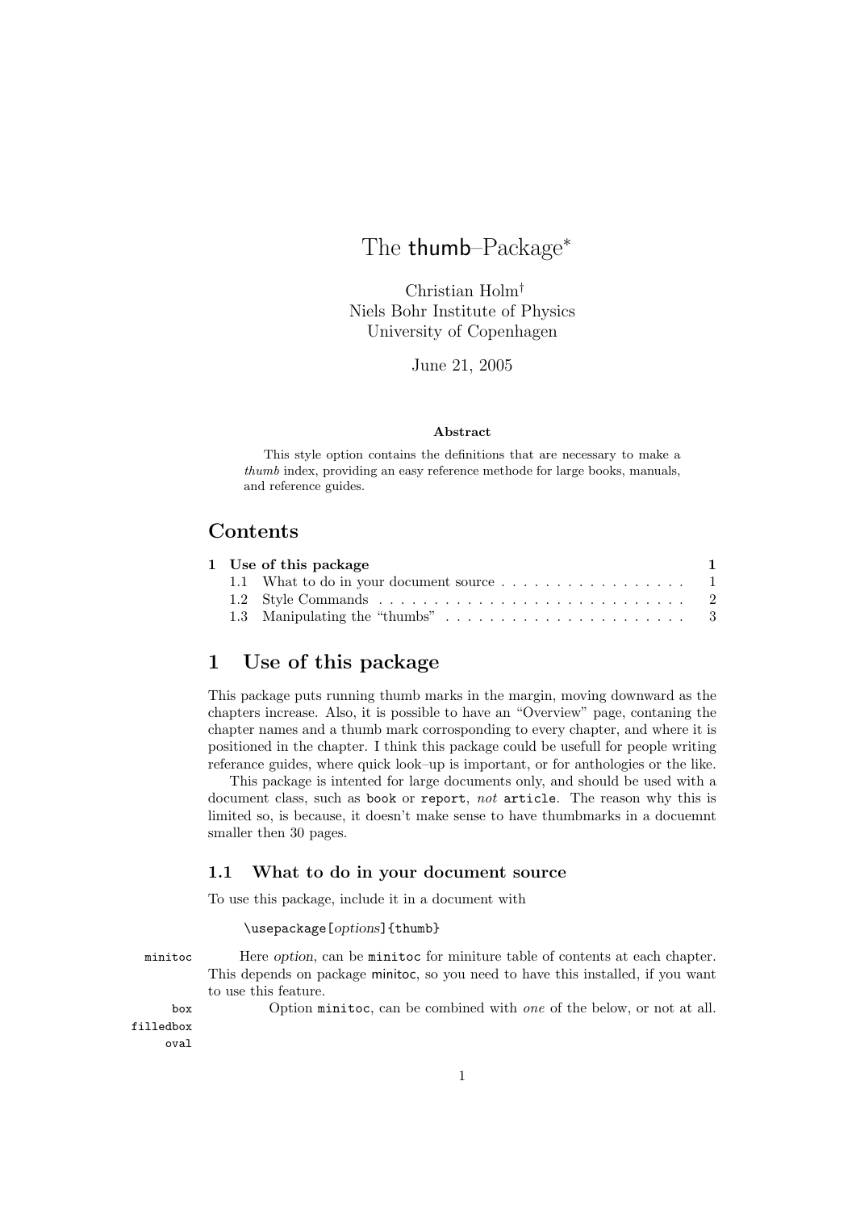# The thumb–Package*

Christian Holm†
Niels Bohr Institute of Physics
University of Copenhagen

June 21, 2005

**Abstract**

This style option contains the definitions that are necessary to make a *thumb* index, providing an easy reference methode for large books, manuals, and reference guides.

## Contents

| | |
|---|---|
| **1 Use of this package** | **1** |
| 1.1 What to do in your document source | 1 |
| 1.2 Style Commands | 2 |
| 1.3 Manipulating the "thumbs" | 3 |

## 1 Use of this package

This package puts running thumb marks in the margin, moving downward as the chapters increase. Also, it is possible to have an "Overview" page, contaning the chapter names and a thumb mark corrosponding to every chapter, and where it is positioned in the chapter. I think this package could be usefull for people writing referance guides, where quick look–up is important, or for anthologies or the like.

This package is intented for large documents only, and should be used with a document class, such as `book` or `report`, *not* `article`. The reason why this is limited so, is because, it doesn't make sense to have thumbmarks in a docuemnt smaller then 30 pages.

### 1.1 What to do in your document source

To use this package, include it in a document with

```
\usepackage[options]{thumb}
```

`minitoc` Here *option*, can be `minitoc` for miniture table of contents at each chapter. This depends on package minitoc, so you need to have this installed, if you want to use this feature.

`box`
`filledbox`
`oval`
Option `minitoc`, can be combined with *one* of the below, or not at all.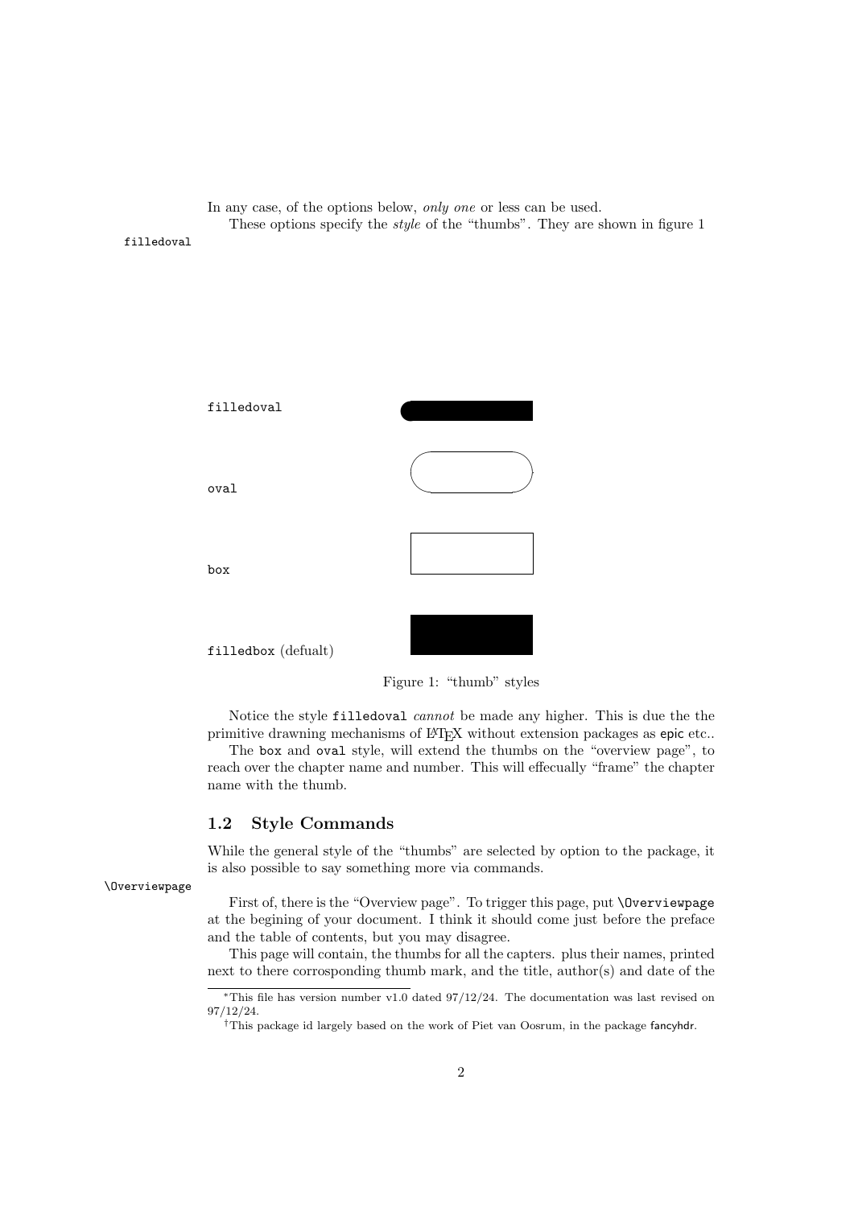In any case, of the options below, *only one* or less can be used.

These options specify the *style* of the "thumbs". They are shown in figure 1

`filledoval`

`filledoval`

`oval`

`box`

`filledbox` (defualt)

Figure 1: "thumb" styles

Notice the style `filledoval` *cannot* be made any higher. This is due the the primitive drawning mechanisms of LaTeX without extension packages as epic etc..

The `box` and `oval` style, will extend the thumbs on the "overview page", to reach over the chapter name and number. This will effecually "frame" the chapter name with the thumb.

### 1.2 Style Commands

While the general style of the "thumbs" are selected by option to the package, it is also possible to say something more via commands.

`\Overviewpage`

First of, there is the "Overview page". To trigger this page, put `\Overviewpage` at the begining of your document. I think it should come just before the preface and the table of contents, but you may disagree.

This page will contain, the thumbs for all the capters. plus their names, printed next to there corrosponding thumb mark, and the title, author(s) and date of the

---

*This file has version number v1.0 dated 97/12/24. The documentation was last revised on 97/12/24.

†This package id largely based on the work of Piet van Oosrum, in the package fancyhdr.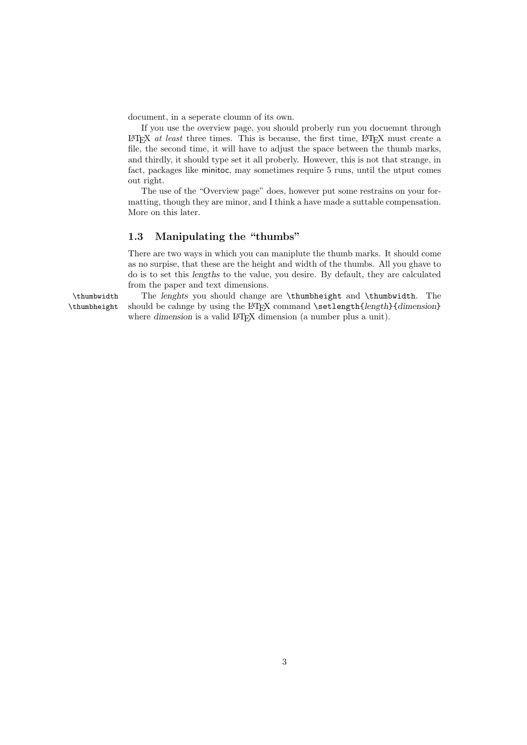document, in a seperate cloumn of its own.

If you use the overview page, you should proberly run you docuemnt through LaTeX *at least* three times. This is because, the first time, LaTeX must create a file, the second time, it will have to adjust the space between the thumb marks, and thirdly, it should type set it all proberly. However, this is not that strange, in fact, packages like minitoc, may sometimes require 5 runs, until the utput comes out right.

The use of the "Overview page" does, however put some restrains on your formatting, though they are minor, and I think a have made a suttable compensation. More on this later.

### 1.3 Manipulating the "thumbs"

There are two ways in which you can maniplute the thumb marks. It should come as no surpise, that these are the height and width of the thumbs. All you ghave to do is to set this *lengths* to the value, you desire. By default, they are calculated from the paper and text dimensions.

`\thumbwidth` `\thumbheight`

The *lenghts* you should change are `\thumbheight` and `\thumbwidth`. The should be cahnge by using the LaTeX command `\setlength{`*length*`}{`*dimension*`}` where *dimension* is a valid LaTeX dimension (a number plus a unit).